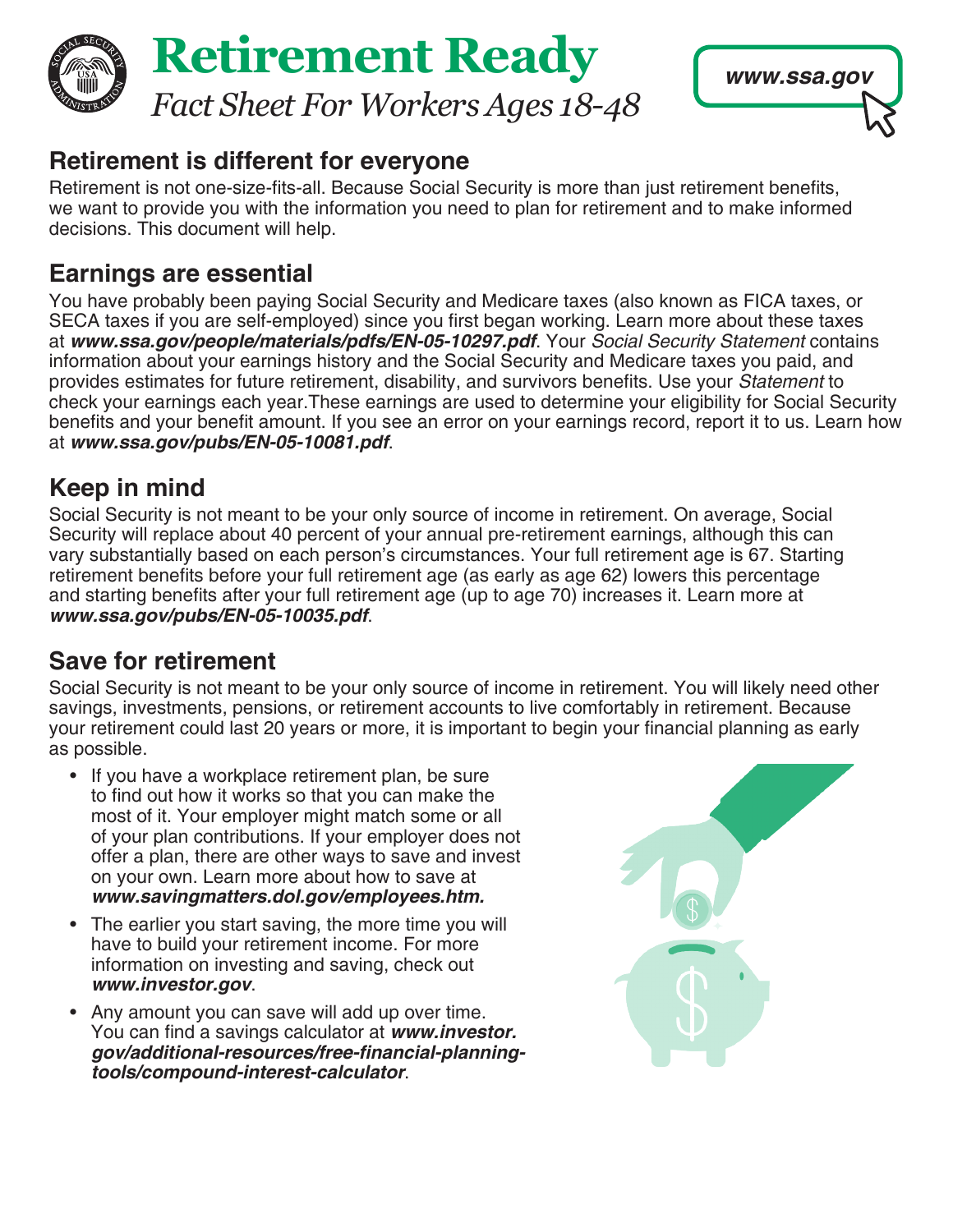# Retirement Ready

*Fact Sheet For Workers Ages 18-48*

***www.ssa.gov***

## Retirement is different for everyone

Retirement is not one-size-fits-all. Because Social Security is more than just retirement benefits, we want to provide you with the information you need to plan for retirement and to make informed decisions. This document will help.

## Earnings are essential

You have probably been paying Social Security and Medicare taxes (also known as FICA taxes, or SECA taxes if you are self-employed) since you first began working. Learn more about these taxes at ***www.ssa.gov/people/materials/pdfs/EN-05-10297.pdf***. Your *Social Security Statement* contains information about your earnings history and the Social Security and Medicare taxes you paid, and provides estimates for future retirement, disability, and survivors benefits. Use your *Statement* to check your earnings each year.These earnings are used to determine your eligibility for Social Security benefits and your benefit amount. If you see an error on your earnings record, report it to us. Learn how at ***www.ssa.gov/pubs/EN-05-10081.pdf***.

## Keep in mind

Social Security is not meant to be your only source of income in retirement. On average, Social Security will replace about 40 percent of your annual pre-retirement earnings, although this can vary substantially based on each person's circumstances. Your full retirement age is 67. Starting retirement benefits before your full retirement age (as early as age 62) lowers this percentage and starting benefits after your full retirement age (up to age 70) increases it. Learn more at ***www.ssa.gov/pubs/EN-05-10035.pdf***.

## Save for retirement

Social Security is not meant to be your only source of income in retirement. You will likely need other savings, investments, pensions, or retirement accounts to live comfortably in retirement. Because your retirement could last 20 years or more, it is important to begin your financial planning as early as possible.

- If you have a workplace retirement plan, be sure to find out how it works so that you can make the most of it. Your employer might match some or all of your plan contributions. If your employer does not offer a plan, there are other ways to save and invest on your own. Learn more about how to save at ***www.savingmatters.dol.gov/employees.htm.***
- The earlier you start saving, the more time you will have to build your retirement income. For more information on investing and saving, check out ***www.investor.gov***.
- Any amount you can save will add up over time. You can find a savings calculator at ***www.investor.gov/additional-resources/free-financial-planning-tools/compound-interest-calculator***.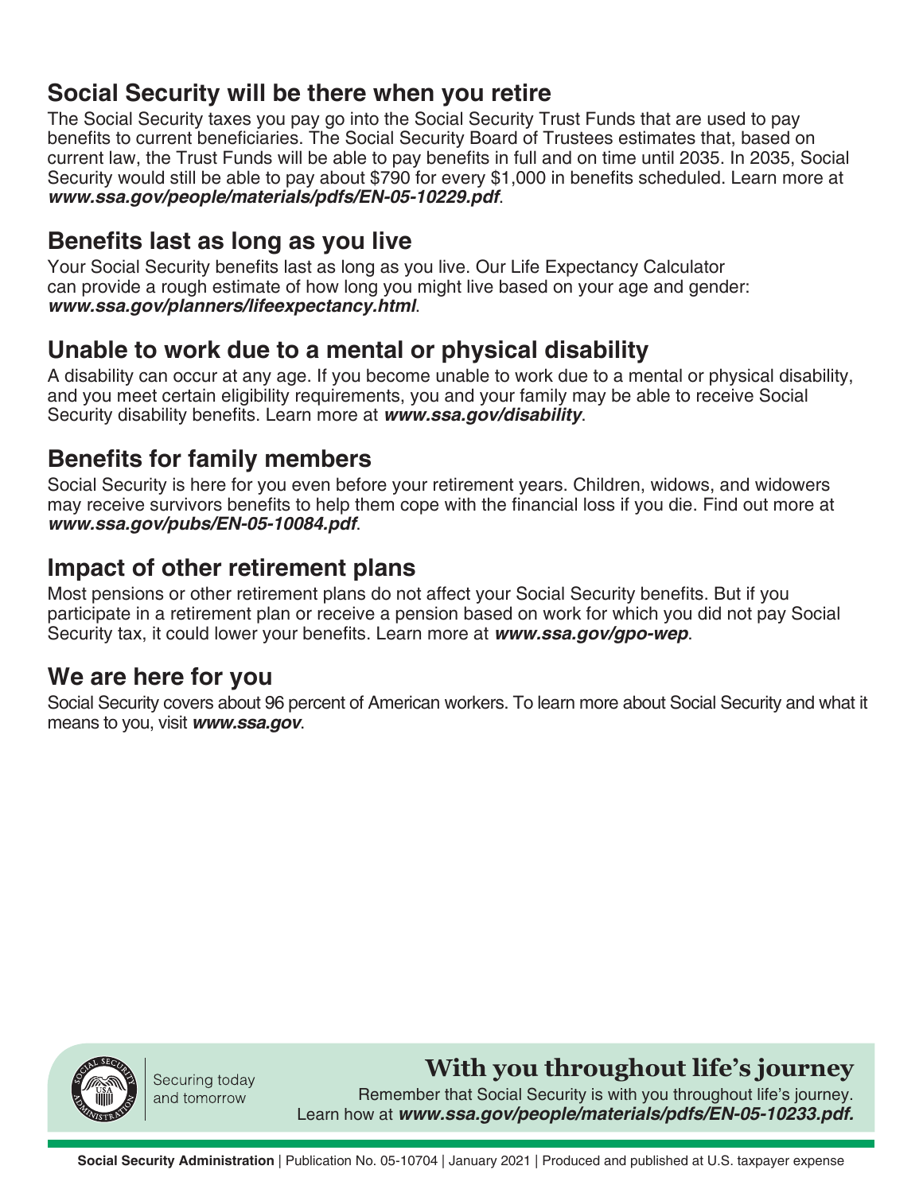## Social Security will be there when you retire

The Social Security taxes you pay go into the Social Security Trust Funds that are used to pay benefits to current beneficiaries. The Social Security Board of Trustees estimates that, based on current law, the Trust Funds will be able to pay benefits in full and on time until 2035. In 2035, Social Security would still be able to pay about $790 for every $1,000 in benefits scheduled. Learn more at ***www.ssa.gov/people/materials/pdfs/EN-05-10229.pdf***.

## Benefits last as long as you live

Your Social Security benefits last as long as you live. Our Life Expectancy Calculator can provide a rough estimate of how long you might live based on your age and gender: ***www.ssa.gov/planners/lifeexpectancy.html***.

## Unable to work due to a mental or physical disability

A disability can occur at any age. If you become unable to work due to a mental or physical disability, and you meet certain eligibility requirements, you and your family may be able to receive Social Security disability benefits. Learn more at ***www.ssa.gov/disability***.

## Benefits for family members

Social Security is here for you even before your retirement years. Children, widows, and widowers may receive survivors benefits to help them cope with the financial loss if you die. Find out more at ***www.ssa.gov/pubs/EN-05-10084.pdf***.

## Impact of other retirement plans

Most pensions or other retirement plans do not affect your Social Security benefits. But if you participate in a retirement plan or receive a pension based on work for which you did not pay Social Security tax, it could lower your benefits. Learn more at ***www.ssa.gov/gpo-wep***.

## We are here for you

Social Security covers about 96 percent of American workers. To learn more about Social Security and what it means to you, visit ***www.ssa.gov***.

Securing today and tomorrow

## With you throughout life's journey

Remember that Social Security is with you throughout life's journey. Learn how at ***www.ssa.gov/people/materials/pdfs/EN-05-10233.pdf.***

**Social Security Administration** | Publication No. 05-10704 | January 2021 | Produced and published at U.S. taxpayer expense